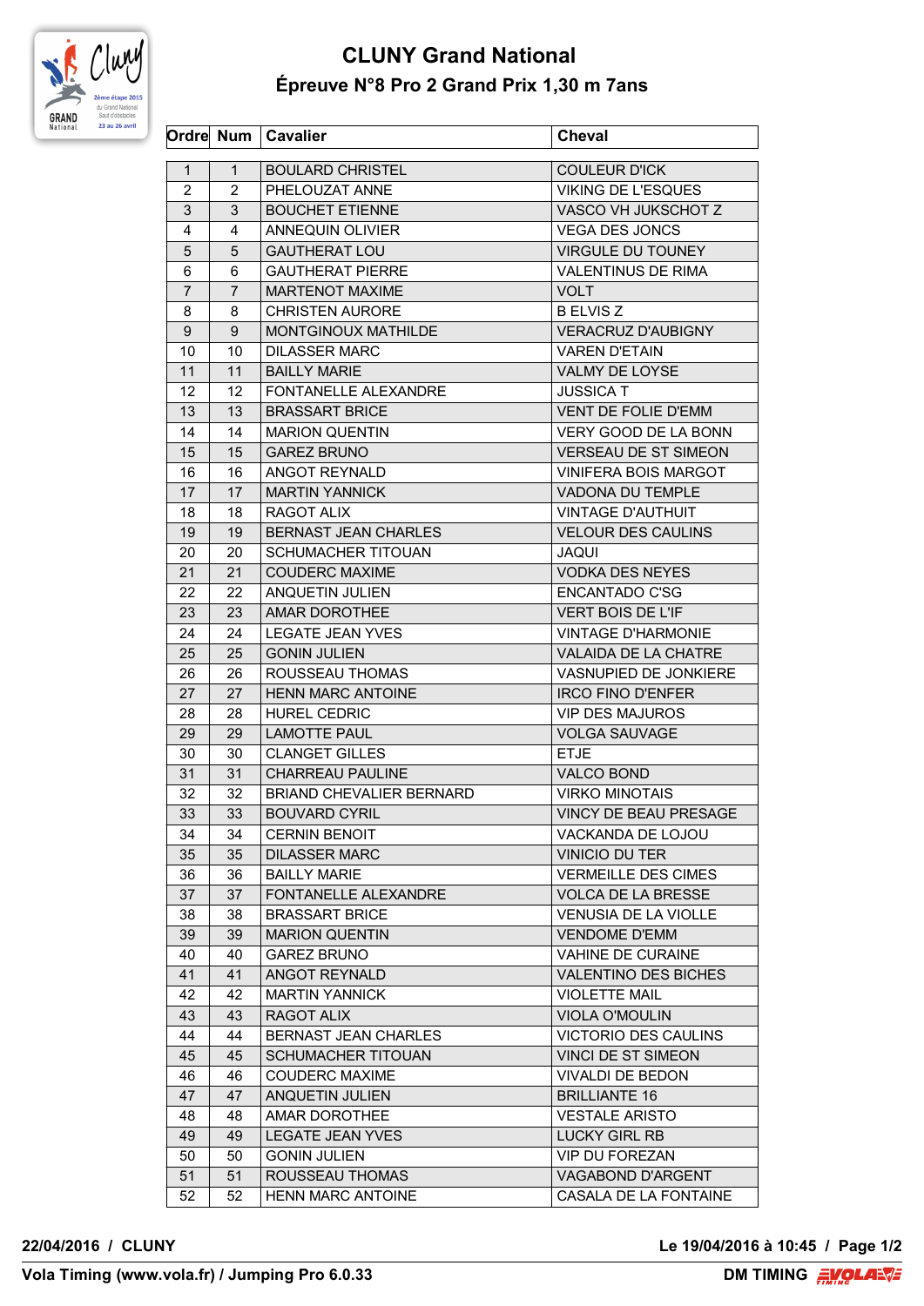# CLUNY Grand National

## Épreuve N°8 Pro 2 Grand Prix 1,30 m 7ans

| Ordre | Num | Cavalier | Cheval |
|---|---|---|---|
| 1 | 1 | BOULARD CHRISTEL | COULEUR D'ICK |
| 2 | 2 | PHELOUZAT ANNE | VIKING DE L'ESQUES |
| 3 | 3 | BOUCHET ETIENNE | VASCO VH JUKSCHOT Z |
| 4 | 4 | ANNEQUIN OLIVIER | VEGA DES JONCS |
| 5 | 5 | GAUTHERAT LOU | VIRGULE DU TOUNEY |
| 6 | 6 | GAUTHERAT PIERRE | VALENTINUS DE RIMA |
| 7 | 7 | MARTENOT MAXIME | VOLT |
| 8 | 8 | CHRISTEN AURORE | B ELVIS Z |
| 9 | 9 | MONTGINOUX MATHILDE | VERACRUZ D'AUBIGNY |
| 10 | 10 | DILASSER MARC | VAREN D'ETAIN |
| 11 | 11 | BAILLY MARIE | VALMY DE LOYSE |
| 12 | 12 | FONTANELLE ALEXANDRE | JUSSICA T |
| 13 | 13 | BRASSART BRICE | VENT DE FOLIE D'EMM |
| 14 | 14 | MARION QUENTIN | VERY GOOD DE LA BONN |
| 15 | 15 | GAREZ BRUNO | VERSEAU DE ST SIMEON |
| 16 | 16 | ANGOT REYNALD | VINIFERA BOIS MARGOT |
| 17 | 17 | MARTIN YANNICK | VADONA DU TEMPLE |
| 18 | 18 | RAGOT ALIX | VINTAGE D'AUTHUIT |
| 19 | 19 | BERNAST JEAN CHARLES | VELOUR DES CAULINS |
| 20 | 20 | SCHUMACHER TITOUAN | JAQUI |
| 21 | 21 | COUDERC MAXIME | VODKA DES NEYES |
| 22 | 22 | ANQUETIN JULIEN | ENCANTADO C'SG |
| 23 | 23 | AMAR DOROTHEE | VERT BOIS DE L'IF |
| 24 | 24 | LEGATE JEAN YVES | VINTAGE D'HARMONIE |
| 25 | 25 | GONIN JULIEN | VALAIDA DE LA CHATRE |
| 26 | 26 | ROUSSEAU THOMAS | VASNUPIED DE JONKIERE |
| 27 | 27 | HENN MARC ANTOINE | IRCO FINO D'ENFER |
| 28 | 28 | HUREL CEDRIC | VIP DES MAJUROS |
| 29 | 29 | LAMOTTE PAUL | VOLGA SAUVAGE |
| 30 | 30 | CLANGET GILLES | ETJE |
| 31 | 31 | CHARREAU PAULINE | VALCO BOND |
| 32 | 32 | BRIAND CHEVALIER BERNARD | VIRKO MINOTAIS |
| 33 | 33 | BOUVARD CYRIL | VINCY DE BEAU PRESAGE |
| 34 | 34 | CERNIN BENOIT | VACKANDA DE LOJOU |
| 35 | 35 | DILASSER MARC | VINICIO DU TER |
| 36 | 36 | BAILLY MARIE | VERMEILLE DES CIMES |
| 37 | 37 | FONTANELLE ALEXANDRE | VOLCA DE LA BRESSE |
| 38 | 38 | BRASSART BRICE | VENUSIA DE LA VIOLLE |
| 39 | 39 | MARION QUENTIN | VENDOME D'EMM |
| 40 | 40 | GAREZ BRUNO | VAHINE DE CURAINE |
| 41 | 41 | ANGOT REYNALD | VALENTINO DES BICHES |
| 42 | 42 | MARTIN YANNICK | VIOLETTE MAIL |
| 43 | 43 | RAGOT ALIX | VIOLA O'MOULIN |
| 44 | 44 | BERNAST JEAN CHARLES | VICTORIO DES CAULINS |
| 45 | 45 | SCHUMACHER TITOUAN | VINCI DE ST SIMEON |
| 46 | 46 | COUDERC MAXIME | VIVALDI DE BEDON |
| 47 | 47 | ANQUETIN JULIEN | BRILLIANTE 16 |
| 48 | 48 | AMAR DOROTHEE | VESTALE ARISTO |
| 49 | 49 | LEGATE JEAN YVES | LUCKY GIRL RB |
| 50 | 50 | GONIN JULIEN | VIP DU FOREZAN |
| 51 | 51 | ROUSSEAU THOMAS | VAGABOND D'ARGENT |
| 52 | 52 | HENN MARC ANTOINE | CASALA DE LA FONTAINE |

**22/04/2016 / CLUNY** — **Le 19/04/2016 à 10:45**

**Vola Timing (www.vola.fr) / Jumping Pro 6.0.33** — **DM TIMING**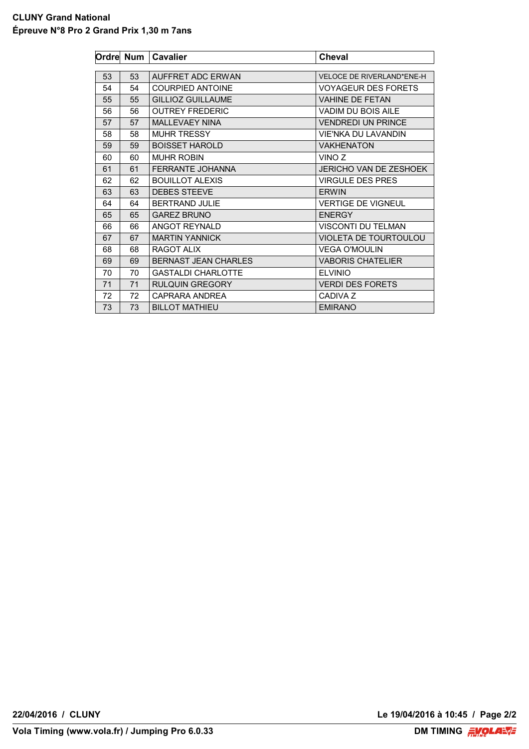**CLUNY Grand National**
**Épreuve N°8 Pro 2 Grand Prix 1,30 m 7ans**

| Ordre | Num | Cavalier | Cheval |
|---|---|---|---|
| 53 | 53 | AUFFRET ADC ERWAN | VELOCE DE RIVERLAND*ENE-H |
| 54 | 54 | COURPIED ANTOINE | VOYAGEUR DES FORETS |
| 55 | 55 | GILLIOZ GUILLAUME | VAHINE DE FETAN |
| 56 | 56 | OUTREY FREDERIC | VADIM DU BOIS AILE |
| 57 | 57 | MALLEVAEY NINA | VENDREDI UN PRINCE |
| 58 | 58 | MUHR TRESSY | VIE'NKA DU LAVANDIN |
| 59 | 59 | BOISSET HAROLD | VAKHENATON |
| 60 | 60 | MUHR ROBIN | VINO Z |
| 61 | 61 | FERRANTE JOHANNA | JERICHO VAN DE ZESHOEK |
| 62 | 62 | BOUILLOT ALEXIS | VIRGULE DES PRES |
| 63 | 63 | DEBES STEEVE | ERWIN |
| 64 | 64 | BERTRAND JULIE | VERTIGE DE VIGNEUL |
| 65 | 65 | GAREZ BRUNO | ENERGY |
| 66 | 66 | ANGOT REYNALD | VISCONTI DU TELMAN |
| 67 | 67 | MARTIN YANNICK | VIOLETA DE TOURTOULOU |
| 68 | 68 | RAGOT ALIX | VEGA O'MOULIN |
| 69 | 69 | BERNAST JEAN CHARLES | VABORIS CHATELIER |
| 70 | 70 | GASTALDI CHARLOTTE | ELVINIO |
| 71 | 71 | RULQUIN GREGORY | VERDI DES FORETS |
| 72 | 72 | CAPRARA ANDREA | CADIVA Z |
| 73 | 73 | BILLOT MATHIEU | EMIRANO |

22/04/2016 / CLUNY — Le 19/04/2016 à 10:45

Vola Timing (www.vola.fr) / Jumping Pro 6.0.33 — DM TIMING